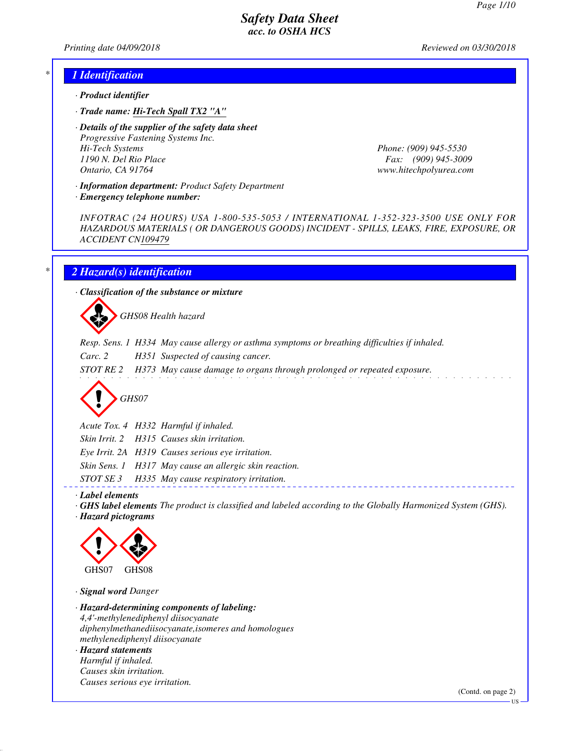# Safety Data Sheet
## acc. to OSHA HCS

Printing date 04/09/2018 Reviewed on 03/30/2018

## 1 Identification

· **Product identifier**

· **Trade name: Hi-Tech Spall TX2 "A"**

· **Details of the supplier of the safety data sheet**
Progressive Fastening Systems Inc.
Hi-Tech Systems
1190 N. Del Rio Place
Ontario, CA 91764
Phone: (909) 945-5530
Fax: (909) 945-3009
www.hitechpolyurea.com

· **Information department:** Product Safety Department
· **Emergency telephone number:**

INFOTRAC (24 HOURS) USA 1-800-535-5053 / INTERNATIONAL 1-352-323-3500 USE ONLY FOR HAZARDOUS MATERIALS ( OR DANGEROUS GOODS) INCIDENT - SPILLS, LEAKS, FIRE, EXPOSURE, OR ACCIDENT CN109479

## 2 Hazard(s) identification

· **Classification of the substance or mixture**

GHS08 Health hazard

Resp. Sens. 1 H334 May cause allergy or asthma symptoms or breathing difficulties if inhaled.
Carc. 2 H351 Suspected of causing cancer.
STOT RE 2 H373 May cause damage to organs through prolonged or repeated exposure.

GHS07

Acute Tox. 4 H332 Harmful if inhaled.
Skin Irrit. 2 H315 Causes skin irritation.
Eye Irrit. 2A H319 Causes serious eye irritation.
Skin Sens. 1 H317 May cause an allergic skin reaction.
STOT SE 3 H335 May cause respiratory irritation.

· **Label elements**
· **GHS label elements** The product is classified and labeled according to the Globally Harmonized System (GHS).
· **Hazard pictograms**

GHS07 GHS08

· **Signal word** Danger

· **Hazard-determining components of labeling:**
4,4'-methylenediphenyl diisocyanate
diphenylmethanediisocyanate,isomeres and homologues
methylenediphenyl diisocyanate
· **Hazard statements**
Harmful if inhaled.
Causes skin irritation.
Causes serious eye irritation.

(Contd. on page 2)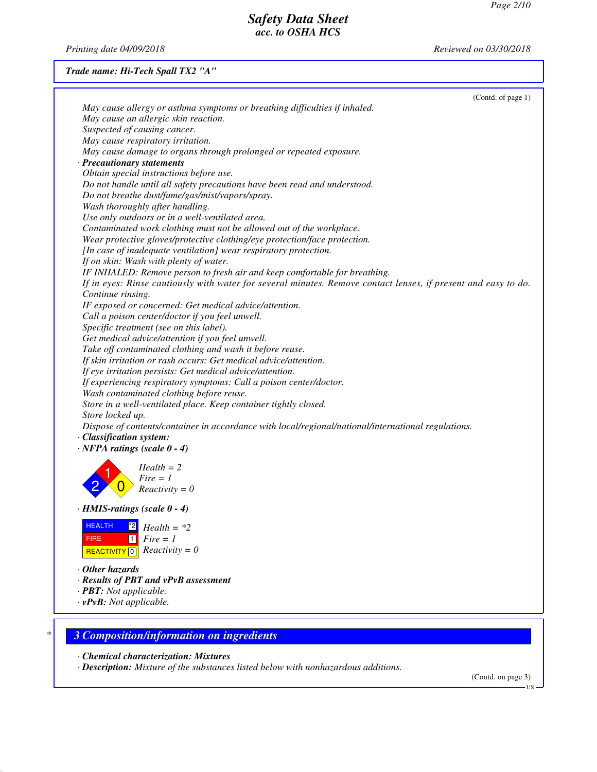**Trade name: Hi-Tech Spall TX2 "A"**

(Contd. of page 1)

*May cause allergy or asthma symptoms or breathing difficulties if inhaled.*
*May cause an allergic skin reaction.*
*Suspected of causing cancer.*
*May cause respiratory irritation.*
*May cause damage to organs through prolonged or repeated exposure.*

· **Precautionary statements**

*Obtain special instructions before use.*
*Do not handle until all safety precautions have been read and understood.*
*Do not breathe dust/fume/gas/mist/vapors/spray.*
*Wash thoroughly after handling.*
*Use only outdoors or in a well-ventilated area.*
*Contaminated work clothing must not be allowed out of the workplace.*
*Wear protective gloves/protective clothing/eye protection/face protection.*
*[In case of inadequate ventilation] wear respiratory protection.*
*If on skin: Wash with plenty of water.*
*IF INHALED: Remove person to fresh air and keep comfortable for breathing.*
*If in eyes: Rinse cautiously with water for several minutes. Remove contact lenses, if present and easy to do. Continue rinsing.*
*IF exposed or concerned: Get medical advice/attention.*
*Call a poison center/doctor if you feel unwell.*
*Specific treatment (see on this label).*
*Get medical advice/attention if you feel unwell.*
*Take off contaminated clothing and wash it before reuse.*
*If skin irritation or rash occurs: Get medical advice/attention.*
*If eye irritation persists: Get medical advice/attention.*
*If experiencing respiratory symptoms: Call a poison center/doctor.*
*Wash contaminated clothing before reuse.*
*Store in a well-ventilated place. Keep container tightly closed.*
*Store locked up.*
*Dispose of contents/container in accordance with local/regional/national/international regulations.*

· **Classification system:**

· **NFPA ratings (scale 0 - 4)**

*Health = 2*
*Fire = 1*
*Reactivity = 0*

· **HMIS-ratings (scale 0 - 4)**

| | | |
|---|---|---|
| HEALTH | *2 | *Health = *2* |
| FIRE | 1 | *Fire = 1* |
| REACTIVITY | 0 | *Reactivity = 0* |

· **Other hazards**

· **Results of PBT and vPvB assessment**

· **PBT:** Not applicable.

· **vPvB:** Not applicable.

## 3 Composition/information on ingredients

· **Chemical characterization: Mixtures**

· **Description:** Mixture of the substances listed below with nonhazardous additions.

(Contd. on page 3)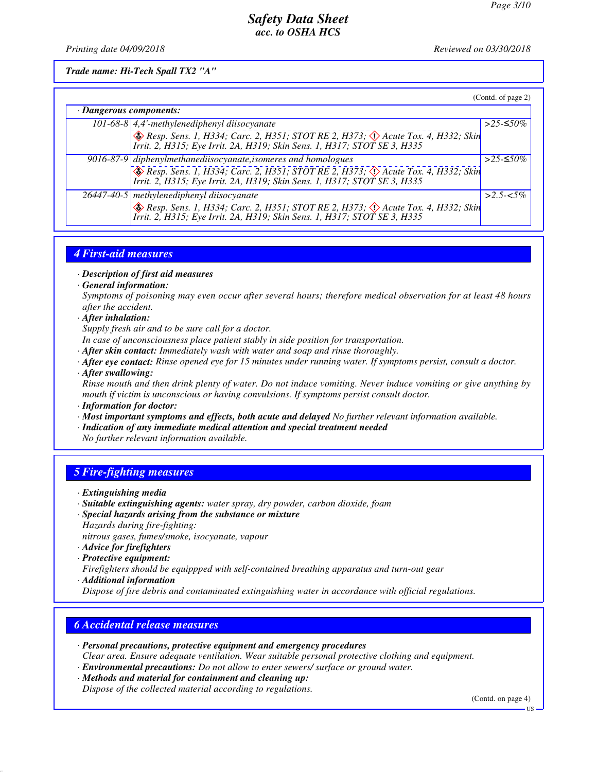(Contd. of page 2)

| · Dangerous components: | | |
|---|---|---|
| 101-68-8 | 4,4'-methylenediphenyl diisocyanate<br>Resp. Sens. 1, H334; Carc. 2, H351; STOT RE 2, H373; Acute Tox. 4, H332; Skin Irrit. 2, H315; Eye Irrit. 2A, H319; Skin Sens. 1, H317; STOT SE 3, H335 | >25-≤50% |
| 9016-87-9 | diphenylmethanediisocyanate,isomeres and homologues<br>Resp. Sens. 1, H334; Carc. 2, H351; STOT RE 2, H373; Acute Tox. 4, H332; Skin Irrit. 2, H315; Eye Irrit. 2A, H319; Skin Sens. 1, H317; STOT SE 3, H335 | >25-≤50% |
| 26447-40-5 | methylenediphenyl diisocyanate<br>Resp. Sens. 1, H334; Carc. 2, H351; STOT RE 2, H373; Acute Tox. 4, H332; Skin Irrit. 2, H315; Eye Irrit. 2A, H319; Skin Sens. 1, H317; STOT SE 3, H335 | >2.5-<5% |

## 4 First-aid measures

· ***Description of first aid measures***

· ***General information:***
*Symptoms of poisoning may even occur after several hours; therefore medical observation for at least 48 hours after the accident.*

· ***After inhalation:***
*Supply fresh air and to be sure call for a doctor.*
*In case of unconsciousness place patient stably in side position for transportation.*

· ***After skin contact:*** *Immediately wash with water and soap and rinse thoroughly.*

· ***After eye contact:*** *Rinse opened eye for 15 minutes under running water. If symptoms persist, consult a doctor.*

· ***After swallowing:***
*Rinse mouth and then drink plenty of water. Do not induce vomiting. Never induce vomiting or give anything by mouth if victim is unconscious or having convulsions. If symptoms persist consult doctor.*

· ***Information for doctor:***

· ***Most important symptoms and effects, both acute and delayed*** *No further relevant information available.*

· ***Indication of any immediate medical attention and special treatment needed***
*No further relevant information available.*

## 5 Fire-fighting measures

· ***Extinguishing media***

· ***Suitable extinguishing agents:*** *water spray, dry powder, carbon dioxide, foam*

· ***Special hazards arising from the substance or mixture***
*Hazards during fire-fighting:*
*nitrous gases, fumes/smoke, isocyanate, vapour*

· ***Advice for firefighters***

· ***Protective equipment:***
*Firefighters should be equippped with self-contained breathing apparatus and turn-out gear*

· ***Additional information***
*Dispose of fire debris and contaminated extinguishing water in accordance with official regulations.*

## 6 Accidental release measures

· ***Personal precautions, protective equipment and emergency procedures***
*Clear area. Ensure adequate ventilation. Wear suitable personal protective clothing and equipment.*

· ***Environmental precautions:*** *Do not allow to enter sewers/ surface or ground water.*

· ***Methods and material for containment and cleaning up:***
*Dispose of the collected material according to regulations.*

(Contd. on page 4)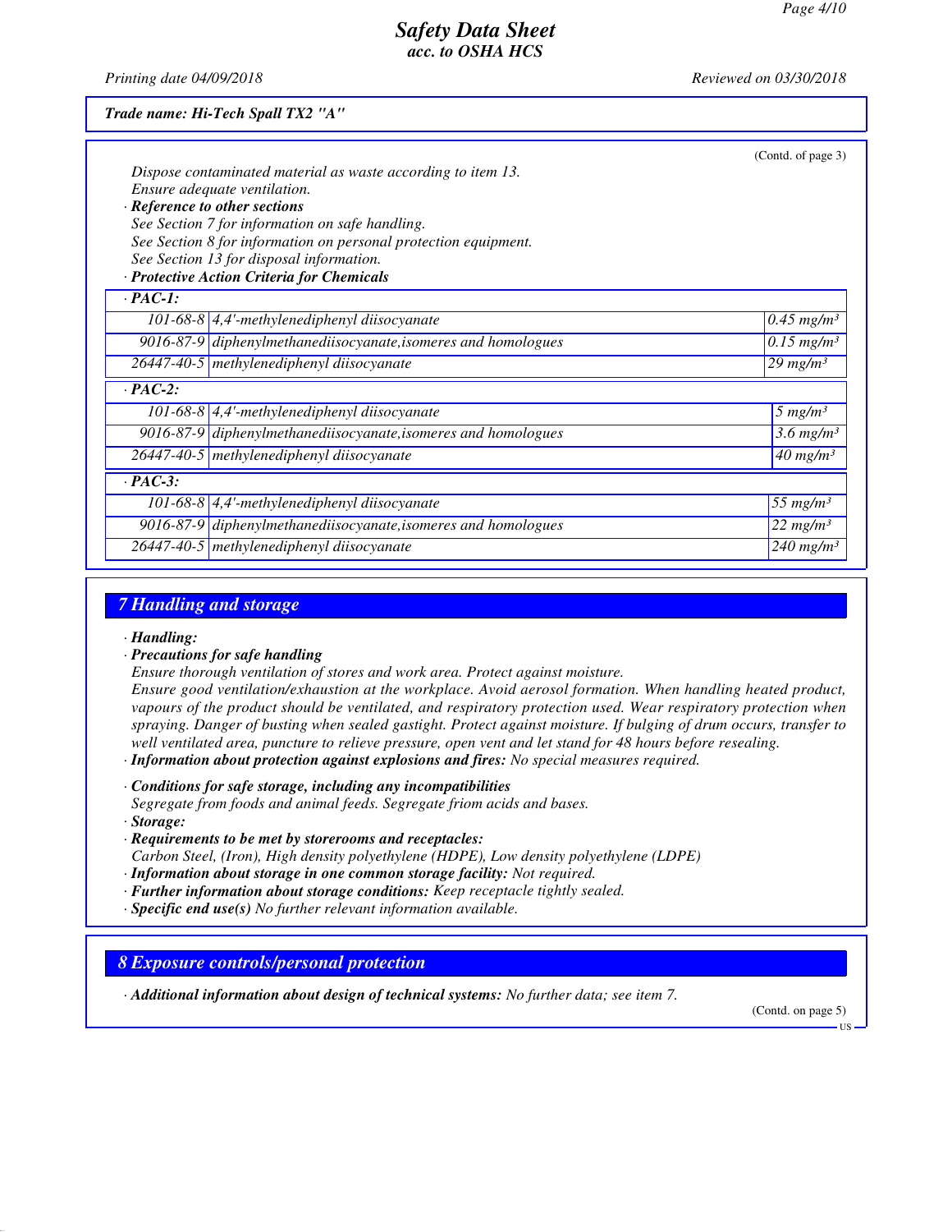Trade name: Hi-Tech Spall TX2 "A"

(Contd. of page 3)

Dispose contaminated material as waste according to item 13.
Ensure adequate ventilation.

· **Reference to other sections**
See Section 7 for information on safe handling.
See Section 8 for information on personal protection equipment.
See Section 13 for disposal information.

· **Protective Action Criteria for Chemicals**

| · PAC-1: | | |
|---|---|---|
| 101-68-8 | 4,4'-methylenediphenyl diisocyanate | 0.45 mg/m³ |
| 9016-87-9 | diphenylmethanediisocyanate,isomeres and homologues | 0.15 mg/m³ |
| 26447-40-5 | methylenediphenyl diisocyanate | 29 mg/m³ |
| **· PAC-2:** | | |
| 101-68-8 | 4,4'-methylenediphenyl diisocyanate | 5 mg/m³ |
| 9016-87-9 | diphenylmethanediisocyanate,isomeres and homologues | 3.6 mg/m³ |
| 26447-40-5 | methylenediphenyl diisocyanate | 40 mg/m³ |
| **· PAC-3:** | | |
| 101-68-8 | 4,4'-methylenediphenyl diisocyanate | 55 mg/m³ |
| 9016-87-9 | diphenylmethanediisocyanate,isomeres and homologues | 22 mg/m³ |
| 26447-40-5 | methylenediphenyl diisocyanate | 240 mg/m³ |

## 7 Handling and storage

· **Handling:**

· **Precautions for safe handling**
Ensure thorough ventilation of stores and work area. Protect against moisture.
Ensure good ventilation/exhaustion at the workplace. Avoid aerosol formation. When handling heated product, vapours of the product should be ventilated, and respiratory protection used. Wear respiratory protection when spraying. Danger of busting when sealed gastight. Protect against moisture. If bulging of drum occurs, transfer to well ventilated area, puncture to relieve pressure, open vent and let stand for 48 hours before resealing.

· **Information about protection against explosions and fires:** No special measures required.

· **Conditions for safe storage, including any incompatibilities**
Segregate from foods and animal feeds. Segregate friom acids and bases.

· **Storage:**

· **Requirements to be met by storerooms and receptacles:**
Carbon Steel, (Iron), High density polyethylene (HDPE), Low density polyethylene (LDPE)

· **Information about storage in one common storage facility:** Not required.

· **Further information about storage conditions:** Keep receptacle tightly sealed.

· **Specific end use(s)** No further relevant information available.

## 8 Exposure controls/personal protection

· **Additional information about design of technical systems:** No further data; see item 7.

(Contd. on page 5)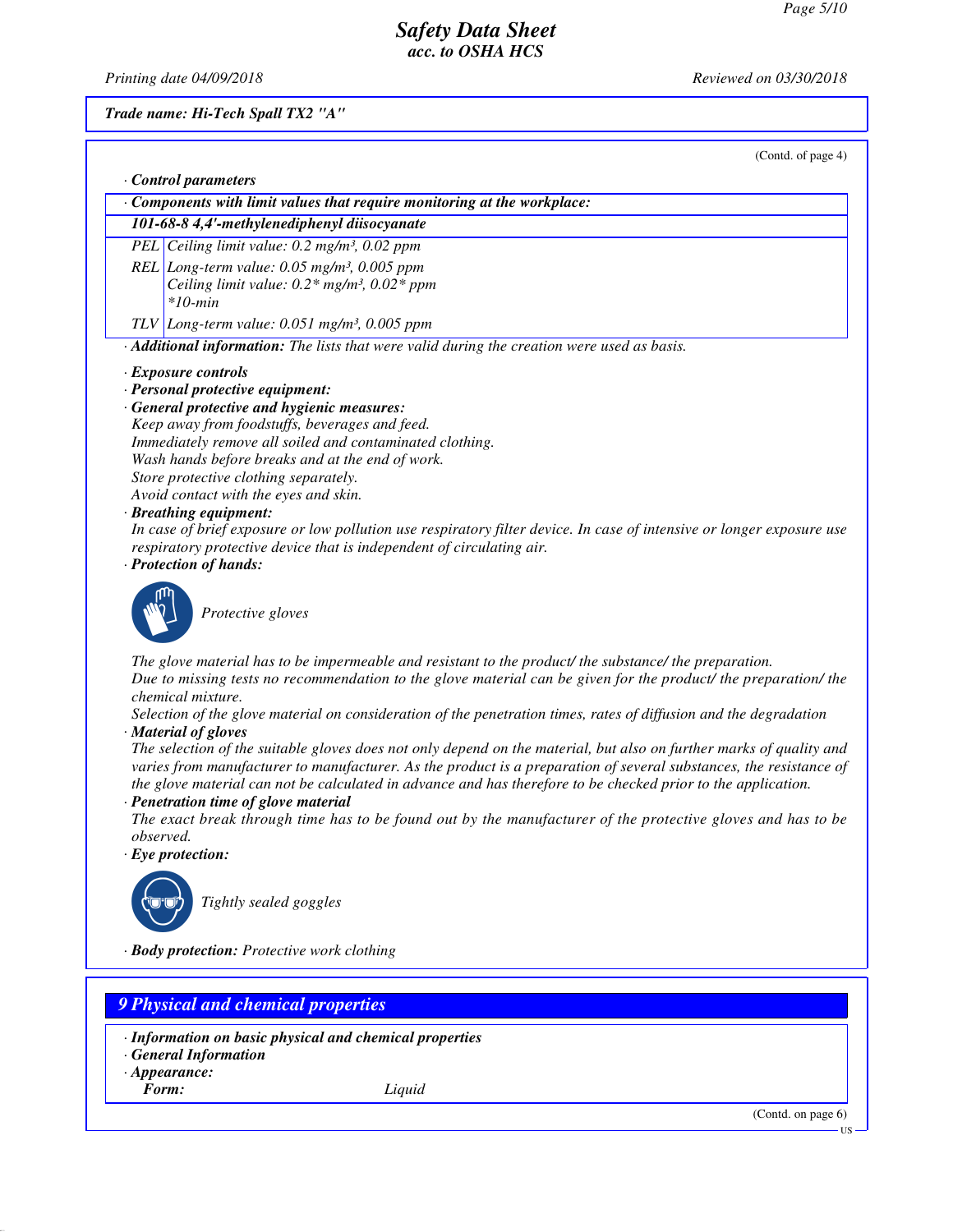(Contd. of page 4)

· **Control parameters**

| · Components with limit values that require monitoring at the workplace: | |
|---|---|
| **101-68-8 4,4'-methylenediphenyl diisocyanate** | |
| PEL | Ceiling limit value: 0.2 mg/m³, 0.02 ppm |
| REL | Long-term value: 0.05 mg/m³, 0.005 ppm<br>Ceiling limit value: 0.2* mg/m³, 0.02* ppm<br>*10-min |
| TLV | Long-term value: 0.051 mg/m³, 0.005 ppm |

· **Additional information:** The lists that were valid during the creation were used as basis.

· **Exposure controls**
· **Personal protective equipment:**
· **General protective and hygienic measures:**
Keep away from foodstuffs, beverages and feed.
Immediately remove all soiled and contaminated clothing.
Wash hands before breaks and at the end of work.
Store protective clothing separately.
Avoid contact with the eyes and skin.

· **Breathing equipment:**
In case of brief exposure or low pollution use respiratory filter device. In case of intensive or longer exposure use respiratory protective device that is independent of circulating air.

· **Protection of hands:**

Protective gloves

The glove material has to be impermeable and resistant to the product/ the substance/ the preparation.
Due to missing tests no recommendation to the glove material can be given for the product/ the preparation/ the chemical mixture.
Selection of the glove material on consideration of the penetration times, rates of diffusion and the degradation

· **Material of gloves**
The selection of the suitable gloves does not only depend on the material, but also on further marks of quality and varies from manufacturer to manufacturer. As the product is a preparation of several substances, the resistance of the glove material can not be calculated in advance and has therefore to be checked prior to the application.

· **Penetration time of glove material**
The exact break through time has to be found out by the manufacturer of the protective gloves and has to be observed.

· **Eye protection:**

Tightly sealed goggles

· **Body protection:** Protective work clothing

## 9 Physical and chemical properties

· **Information on basic physical and chemical properties**
· **General Information**
· **Appearance:**

| | |
|---|---|
| **Form:** | Liquid |

(Contd. on page 6)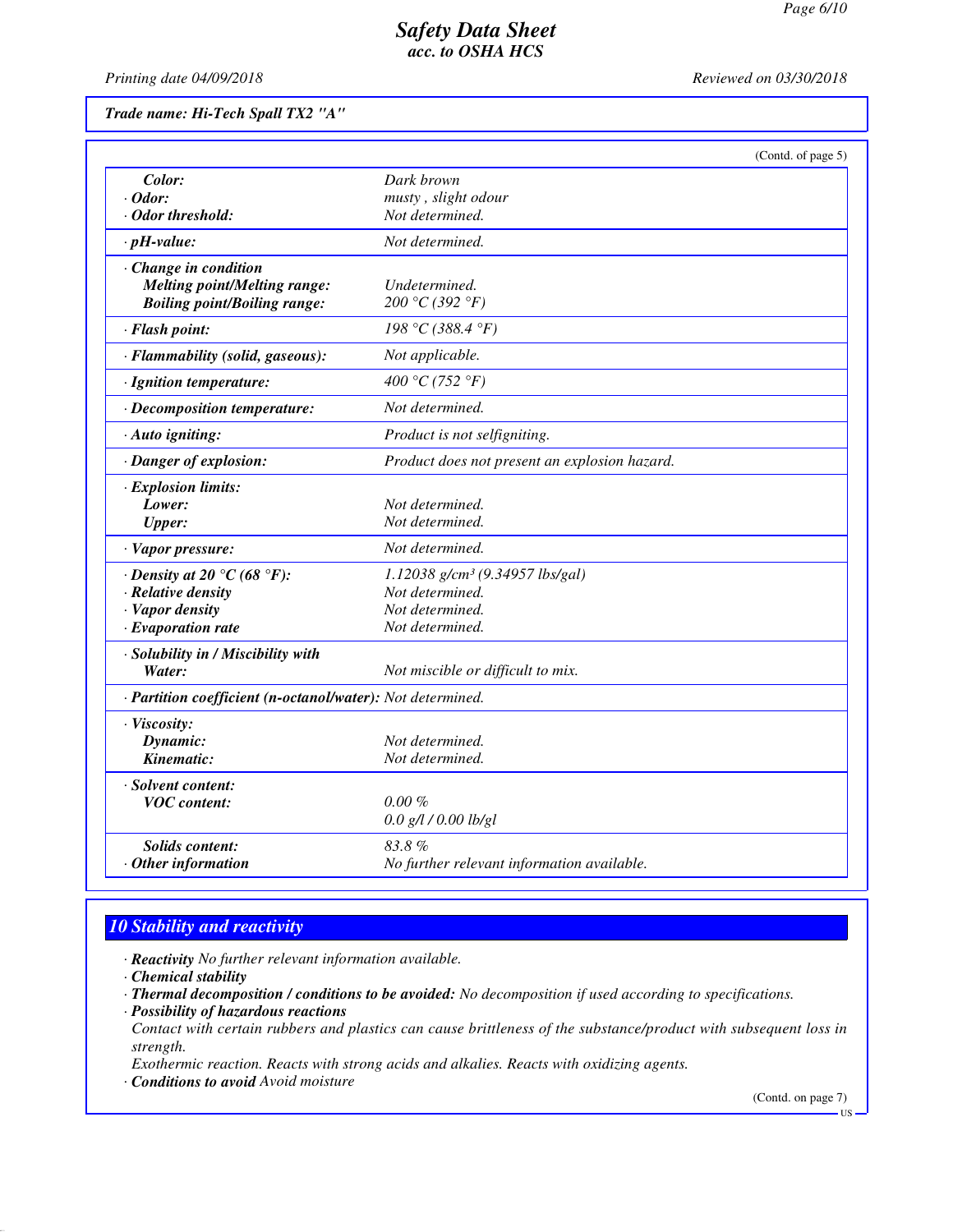*Trade name: Hi-Tech Spall TX2 "A"*

(Contd. of page 5)

| | |
|---|---|
| **Color:** | Dark brown |
| · **Odor:** | musty , slight odour |
| · **Odor threshold:** | Not determined. |
| · **pH-value:** | Not determined. |
| · **Change in condition** | |
| **Melting point/Melting range:** | Undetermined. |
| **Boiling point/Boiling range:** | 200 °C (392 °F) |
| · **Flash point:** | 198 °C (388.4 °F) |
| · **Flammability (solid, gaseous):** | Not applicable. |
| · **Ignition temperature:** | 400 °C (752 °F) |
| · **Decomposition temperature:** | Not determined. |
| · **Auto igniting:** | Product is not selfigniting. |
| · **Danger of explosion:** | Product does not present an explosion hazard. |
| · **Explosion limits:** | |
| **Lower:** | Not determined. |
| **Upper:** | Not determined. |
| · **Vapor pressure:** | Not determined. |
| · **Density at 20 °C (68 °F):** | 1.12038 g/cm³ (9.34957 lbs/gal) |
| · **Relative density** | Not determined. |
| · **Vapor density** | Not determined. |
| · **Evaporation rate** | Not determined. |
| · **Solubility in / Miscibility with** | |
| **Water:** | Not miscible or difficult to mix. |
| · **Partition coefficient (n-octanol/water):** | Not determined. |
| · **Viscosity:** | |
| **Dynamic:** | Not determined. |
| **Kinematic:** | Not determined. |
| · **Solvent content:** | |
| **VOC content:** | 0.00 % |
| | 0.0 g/l / 0.00 lb/gl |
| **Solids content:** | 83.8 % |
| · **Other information** | No further relevant information available. |

## 10 Stability and reactivity

· **Reactivity** No further relevant information available.

· **Chemical stability**

· **Thermal decomposition / conditions to be avoided:** No decomposition if used according to specifications.

· **Possibility of hazardous reactions**

Contact with certain rubbers and plastics can cause brittleness of the substance/product with subsequent loss in strength.

Exothermic reaction. Reacts with strong acids and alkalies. Reacts with oxidizing agents.

· **Conditions to avoid** Avoid moisture

(Contd. on page 7)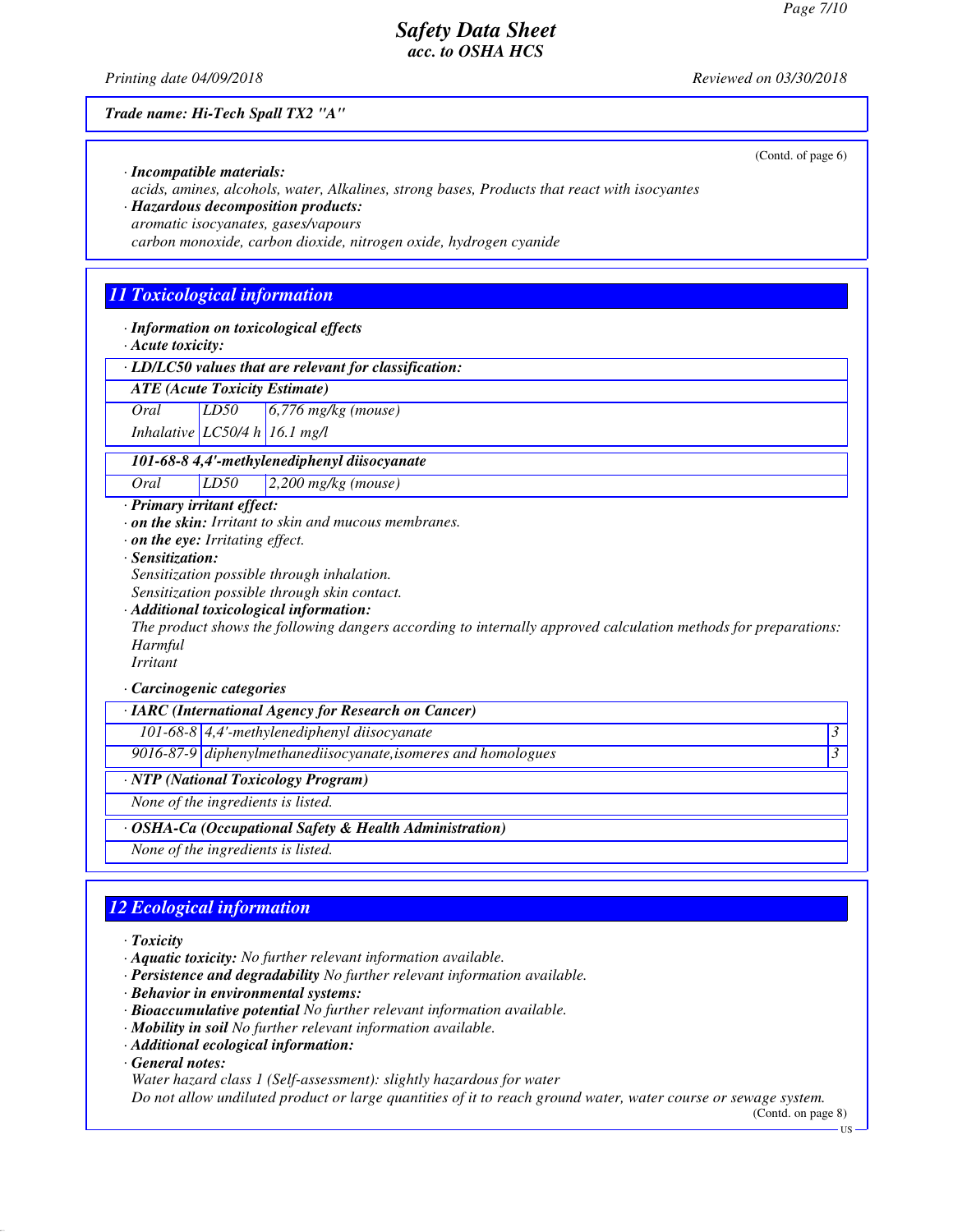**Trade name: Hi-Tech Spall TX2 "A"**

(Contd. of page 6)

· **Incompatible materials:**
acids, amines, alcohols, water, Alkalines, strong bases, Products that react with isocyantes

· **Hazardous decomposition products:**
aromatic isocyanates, gases/vapours
carbon monoxide, carbon dioxide, nitrogen oxide, hydrogen cyanide

## 11 Toxicological information

· **Information on toxicological effects**

· **Acute toxicity:**

| · LD/LC50 values that are relevant for classification: | | |
|---|---|---|
| **ATE (Acute Toxicity Estimate)** | | |
| Oral | LD50 | 6,776 mg/kg (mouse) |
| Inhalative | LC50/4 h | 16.1 mg/l |
| **101-68-8 4,4'-methylenediphenyl diisocyanate** | | |
| Oral | LD50 | 2,200 mg/kg (mouse) |

· **Primary irritant effect:**

· **on the skin:** Irritant to skin and mucous membranes.

· **on the eye:** Irritating effect.

· **Sensitization:**
Sensitization possible through inhalation.
Sensitization possible through skin contact.

· **Additional toxicological information:**
The product shows the following dangers according to internally approved calculation methods for preparations:
Harmful
Irritant

· **Carcinogenic categories**

| · IARC (International Agency for Research on Cancer) | | |
|---|---|---|
| 101-68-8 | 4,4'-methylenediphenyl diisocyanate | 3 |
| 9016-87-9 | diphenylmethanediisocyanate,isomeres and homologues | 3 |

| · NTP (National Toxicology Program) |
|---|
| None of the ingredients is listed. |

| · OSHA-Ca (Occupational Safety & Health Administration) |
|---|
| None of the ingredients is listed. |

## 12 Ecological information

· **Toxicity**

· **Aquatic toxicity:** No further relevant information available.

· **Persistence and degradability** No further relevant information available.

· **Behavior in environmental systems:**

· **Bioaccumulative potential** No further relevant information available.

· **Mobility in soil** No further relevant information available.

· **Additional ecological information:**

· **General notes:**
Water hazard class 1 (Self-assessment): slightly hazardous for water
Do not allow undiluted product or large quantities of it to reach ground water, water course or sewage system.

(Contd. on page 8)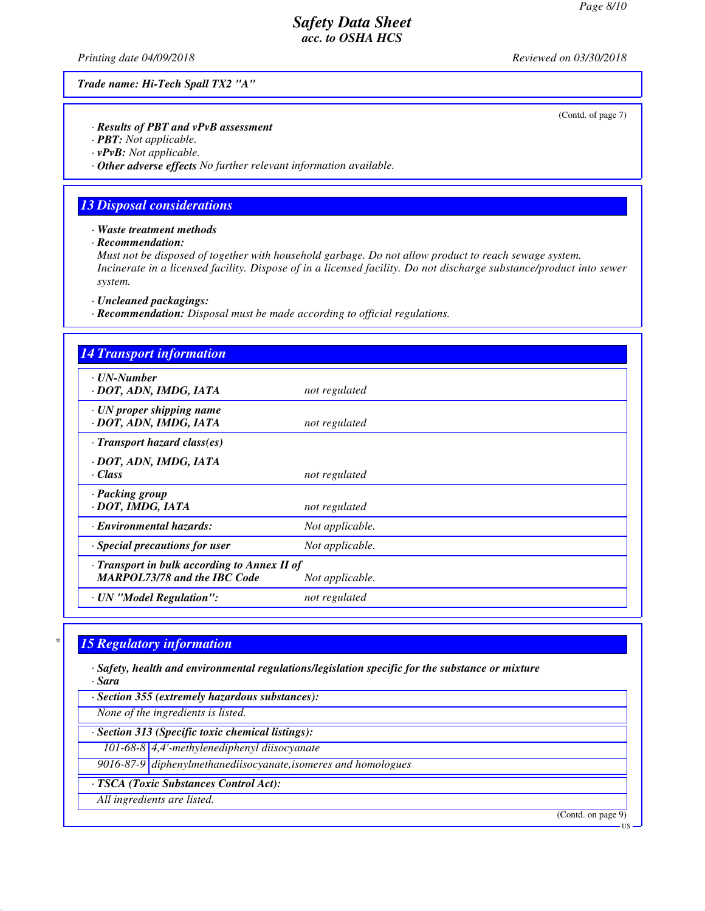Trade name: Hi-Tech Spall TX2 "A"

(Contd. of page 7)

· **Results of PBT and vPvB assessment**
· **PBT:** Not applicable.
· **vPvB:** Not applicable.
· **Other adverse effects** No further relevant information available.

## 13 Disposal considerations

· **Waste treatment methods**
· **Recommendation:**
Must not be disposed of together with household garbage. Do not allow product to reach sewage system. Incinerate in a licensed facility. Dispose of in a licensed facility. Do not discharge substance/product into sewer system.

· **Uncleaned packagings:**
· **Recommendation:** Disposal must be made according to official regulations.

## 14 Transport information

| | |
|---|---|
| · **UN-Number**<br>· **DOT, ADN, IMDG, IATA** | not regulated |
| · **UN proper shipping name**<br>· **DOT, ADN, IMDG, IATA** | not regulated |
| · **Transport hazard class(es)**<br>· **DOT, ADN, IMDG, IATA**<br>· **Class** | not regulated |
| · **Packing group**<br>· **DOT, IMDG, IATA** | not regulated |
| · **Environmental hazards:** | Not applicable. |
| · **Special precautions for user** | Not applicable. |
| · **Transport in bulk according to Annex II of MARPOL73/78 and the IBC Code** | Not applicable. |
| · **UN "Model Regulation":** | not regulated |

## 15 Regulatory information

· **Safety, health and environmental regulations/legislation specific for the substance or mixture**
· **Sara**

· **Section 355 (extremely hazardous substances):**

None of the ingredients is listed.

· **Section 313 (Specific toxic chemical listings):**

| | |
|---|---|
| 101-68-8 | 4,4'-methylenediphenyl diisocyanate |
| 9016-87-9 | diphenylmethanediisocyanate,isomeres and homologues |

· **TSCA (Toxic Substances Control Act):**

All ingredients are listed.

(Contd. on page 9)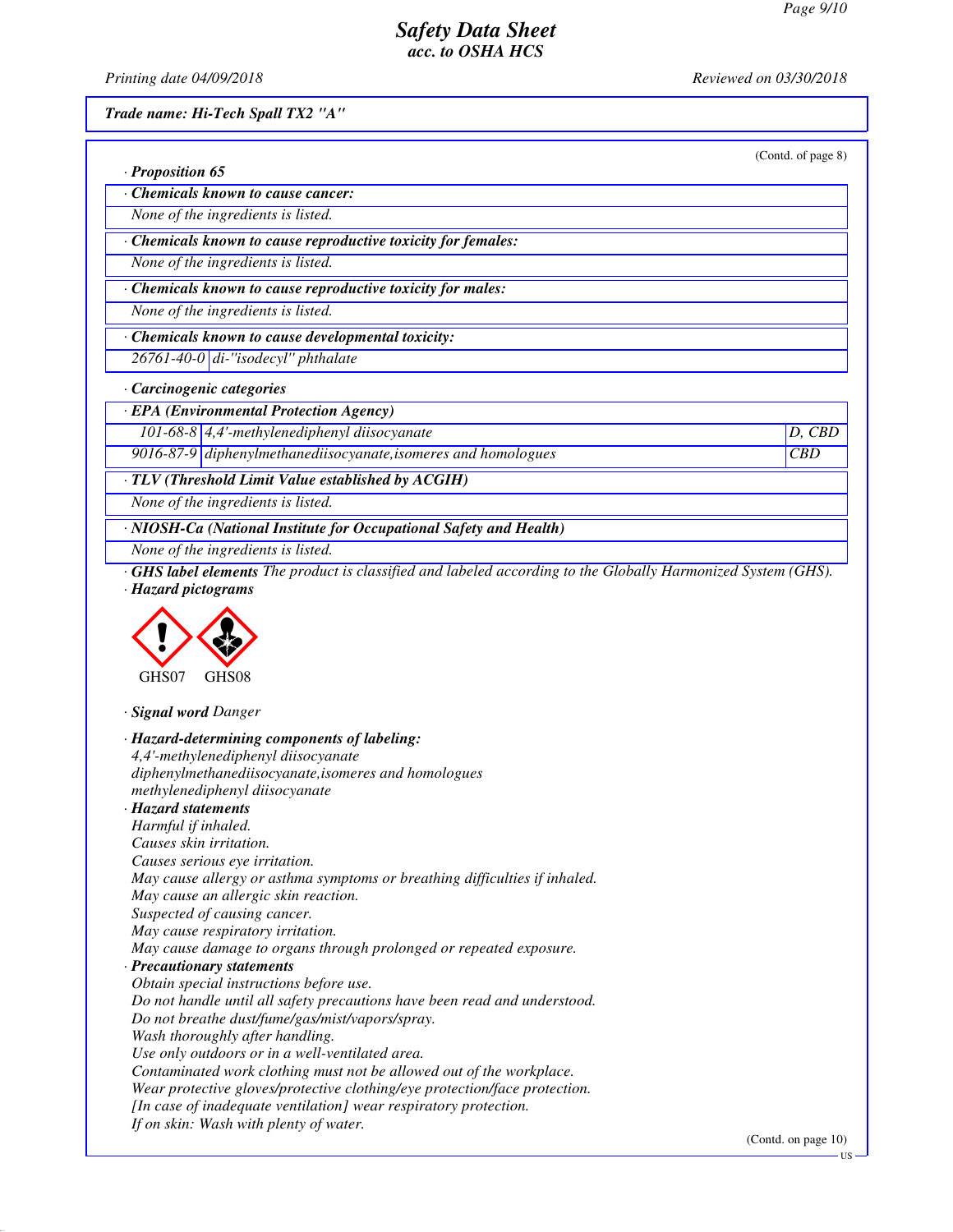Trade name: Hi-Tech Spall TX2 "A"

(Contd. of page 8)

· **Proposition 65**

· **Chemicals known to cause cancer:**

None of the ingredients is listed.

· **Chemicals known to cause reproductive toxicity for females:**

None of the ingredients is listed.

· **Chemicals known to cause reproductive toxicity for males:**

None of the ingredients is listed.

· **Chemicals known to cause developmental toxicity:**

| | |
|---|---|
| 26761-40-0 | di-"isodecyl" phthalate |

· **Carcinogenic categories**

· **EPA (Environmental Protection Agency)**

| | | |
|---|---|---|
| 101-68-8 | 4,4'-methylenediphenyl diisocyanate | D, CBD |
| 9016-87-9 | diphenylmethanediisocyanate,isomeres and homologues | CBD |

· **TLV (Threshold Limit Value established by ACGIH)**

None of the ingredients is listed.

· **NIOSH-Ca (National Institute for Occupational Safety and Health)**

None of the ingredients is listed.

· **GHS label elements** The product is classified and labeled according to the Globally Harmonized System (GHS).

· **Hazard pictograms**

GHS07 GHS08

· **Signal word** Danger

· **Hazard-determining components of labeling:**

4,4'-methylenediphenyl diisocyanate
diphenylmethanediisocyanate,isomeres and homologues
methylenediphenyl diisocyanate

· **Hazard statements**

Harmful if inhaled.
Causes skin irritation.
Causes serious eye irritation.
May cause allergy or asthma symptoms or breathing difficulties if inhaled.
May cause an allergic skin reaction.
Suspected of causing cancer.
May cause respiratory irritation.
May cause damage to organs through prolonged or repeated exposure.

· **Precautionary statements**

Obtain special instructions before use.
Do not handle until all safety precautions have been read and understood.
Do not breathe dust/fume/gas/mist/vapors/spray.
Wash thoroughly after handling.
Use only outdoors or in a well-ventilated area.
Contaminated work clothing must not be allowed out of the workplace.
Wear protective gloves/protective clothing/eye protection/face protection.
[In case of inadequate ventilation] wear respiratory protection.
If on skin: Wash with plenty of water.

(Contd. on page 10)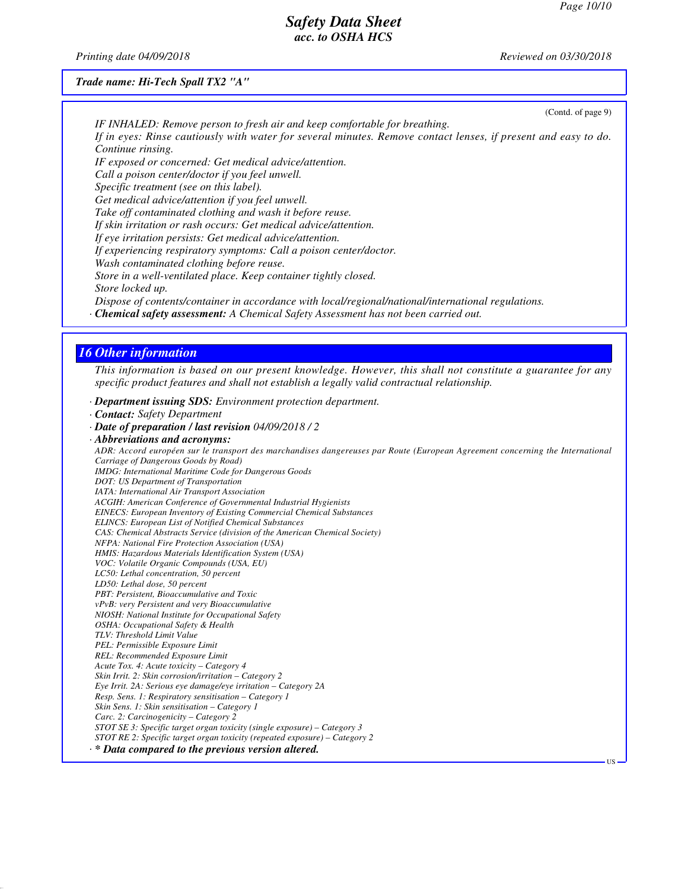*Trade name: Hi-Tech Spall TX2 "A"*

(Contd. of page 9)

*IF INHALED: Remove person to fresh air and keep comfortable for breathing.*
*If in eyes: Rinse cautiously with water for several minutes. Remove contact lenses, if present and easy to do. Continue rinsing.*
*IF exposed or concerned: Get medical advice/attention.*
*Call a poison center/doctor if you feel unwell.*
*Specific treatment (see on this label).*
*Get medical advice/attention if you feel unwell.*
*Take off contaminated clothing and wash it before reuse.*
*If skin irritation or rash occurs: Get medical advice/attention.*
*If eye irritation persists: Get medical advice/attention.*
*If experiencing respiratory symptoms: Call a poison center/doctor.*
*Wash contaminated clothing before reuse.*
*Store in a well-ventilated place. Keep container tightly closed.*
*Store locked up.*
*Dispose of contents/container in accordance with local/regional/national/international regulations.*

· ***Chemical safety assessment:*** *A Chemical Safety Assessment has not been carried out.*

## *16 Other information*

*This information is based on our present knowledge. However, this shall not constitute a guarantee for any specific product features and shall not establish a legally valid contractual relationship.*

· ***Department issuing SDS:*** *Environment protection department.*
· ***Contact:*** *Safety Department*
· ***Date of preparation / last revision*** *04/09/2018 / 2*
· ***Abbreviations and acronyms:***

*ADR: Accord européen sur le transport des marchandises dangereuses par Route (European Agreement concerning the International Carriage of Dangerous Goods by Road)*
*IMDG: International Maritime Code for Dangerous Goods*
*DOT: US Department of Transportation*
*IATA: International Air Transport Association*
*ACGIH: American Conference of Governmental Industrial Hygienists*
*EINECS: European Inventory of Existing Commercial Chemical Substances*
*ELINCS: European List of Notified Chemical Substances*
*CAS: Chemical Abstracts Service (division of the American Chemical Society)*
*NFPA: National Fire Protection Association (USA)*
*HMIS: Hazardous Materials Identification System (USA)*
*VOC: Volatile Organic Compounds (USA, EU)*
*LC50: Lethal concentration, 50 percent*
*LD50: Lethal dose, 50 percent*
*PBT: Persistent, Bioaccumulative and Toxic*
*vPvB: very Persistent and very Bioaccumulative*
*NIOSH: National Institute for Occupational Safety*
*OSHA: Occupational Safety & Health*
*TLV: Threshold Limit Value*
*PEL: Permissible Exposure Limit*
*REL: Recommended Exposure Limit*
*Acute Tox. 4: Acute toxicity – Category 4*
*Skin Irrit. 2: Skin corrosion/irritation – Category 2*
*Eye Irrit. 2A: Serious eye damage/eye irritation – Category 2A*
*Resp. Sens. 1: Respiratory sensitisation – Category 1*
*Skin Sens. 1: Skin sensitisation – Category 1*
*Carc. 2: Carcinogenicity – Category 2*
*STOT SE 3: Specific target organ toxicity (single exposure) – Category 3*
*STOT RE 2: Specific target organ toxicity (repeated exposure) – Category 2*

· ***\* Data compared to the previous version altered.***